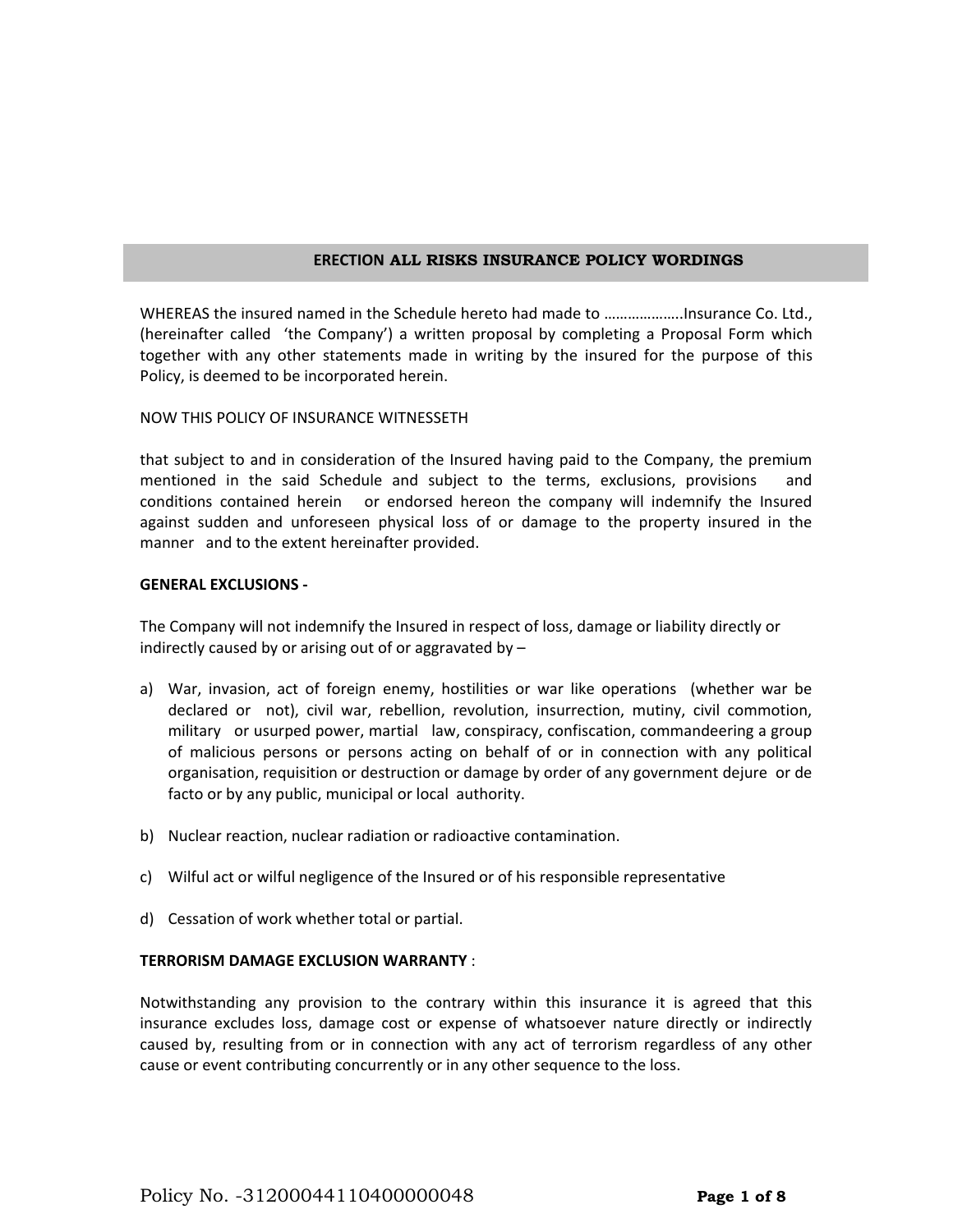# ERECTION ALL RISKS INSURANCE POLICY WORDINGS

WHEREAS the insured named in the Schedule hereto had made to ……………….Insurance Co. Ltd., (hereinafter called 'the Company') a written proposal by completing a Proposal Form which together with any other statements made in writing by the insured for the purpose of this Policy, is deemed to be incorporated herein.

NOW THIS POLICY OF INSURANCE WITNESSETH

that subject to and in consideration of the Insured having paid to the Company, the premium mentioned in the said Schedule and subject to the terms, exclusions, provisions and conditions contained herein or endorsed hereon the company will indemnify the Insured against sudden and unforeseen physical loss of or damage to the property insured in the manner and to the extent hereinafter provided.

**GENERAL EXCLUSIONS -**

The Company will not indemnify the Insured in respect of loss, damage or liability directly or indirectly caused by or arising out of or aggravated by –

a) War, invasion, act of foreign enemy, hostilities or war like operations (whether war be declared or not), civil war, rebellion, revolution, insurrection, mutiny, civil commotion, military or usurped power, martial law, conspiracy, confiscation, commandeering a group of malicious persons or persons acting on behalf of or in connection with any political organisation, requisition or destruction or damage by order of any government dejure or de facto or by any public, municipal or local authority.

b) Nuclear reaction, nuclear radiation or radioactive contamination.

c) Wilful act or wilful negligence of the Insured or of his responsible representative

d) Cessation of work whether total or partial.

**TERRORISM DAMAGE EXCLUSION WARRANTY** :

Notwithstanding any provision to the contrary within this insurance it is agreed that this insurance excludes loss, damage cost or expense of whatsoever nature directly or indirectly caused by, resulting from or in connection with any act of terrorism regardless of any other cause or event contributing concurrently or in any other sequence to the loss.

Policy No. -31200044110400000048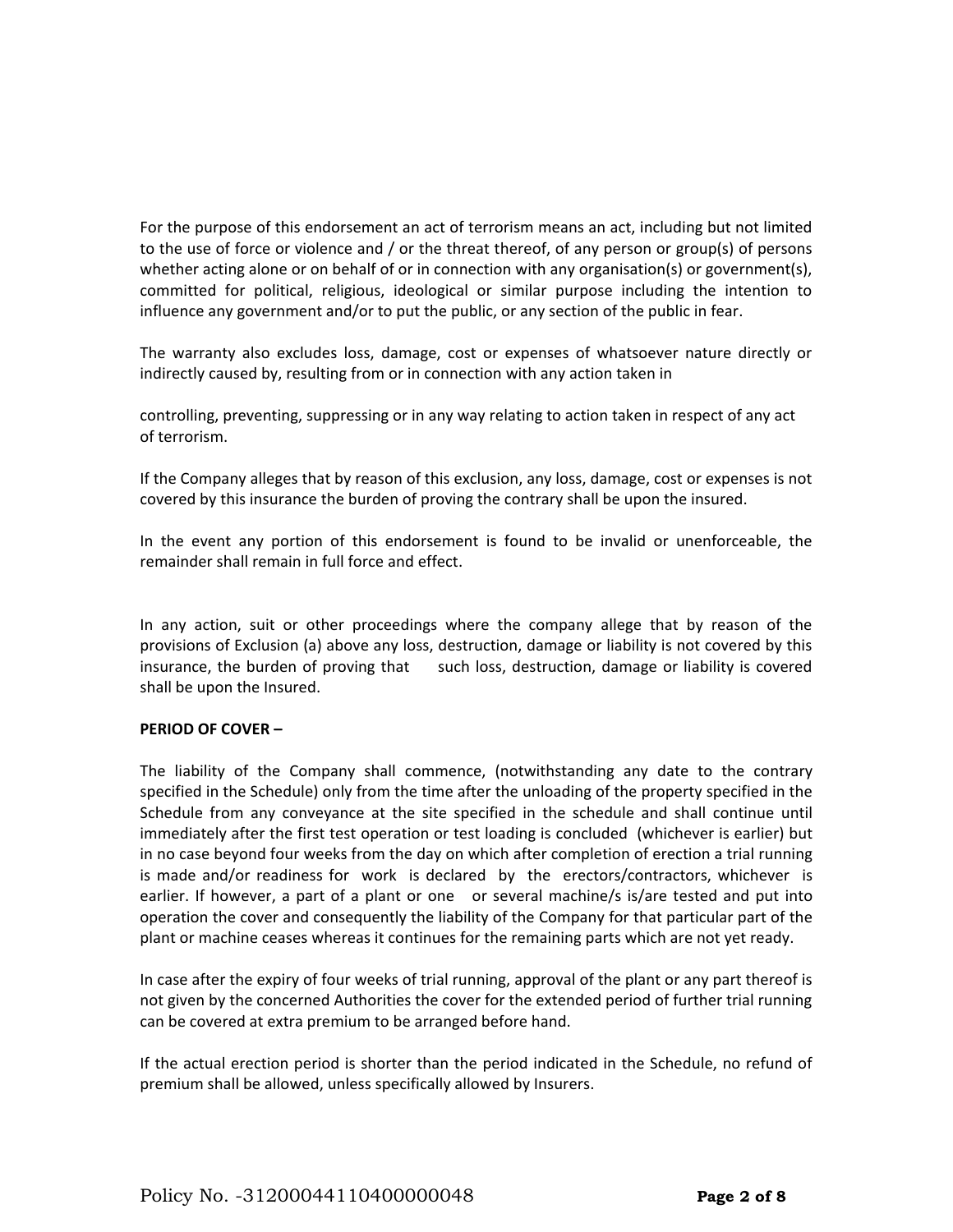For the purpose of this endorsement an act of terrorism means an act, including but not limited to the use of force or violence and / or the threat thereof, of any person or group(s) of persons whether acting alone or on behalf of or in connection with any organisation(s) or government(s), committed for political, religious, ideological or similar purpose including the intention to influence any government and/or to put the public, or any section of the public in fear.

The warranty also excludes loss, damage, cost or expenses of whatsoever nature directly or indirectly caused by, resulting from or in connection with any action taken in

controlling, preventing, suppressing or in any way relating to action taken in respect of any act of terrorism.

If the Company alleges that by reason of this exclusion, any loss, damage, cost or expenses is not covered by this insurance the burden of proving the contrary shall be upon the insured.

In the event any portion of this endorsement is found to be invalid or unenforceable, the remainder shall remain in full force and effect.

In any action, suit or other proceedings where the company allege that by reason of the provisions of Exclusion (a) above any loss, destruction, damage or liability is not covered by this insurance, the burden of proving that such loss, destruction, damage or liability is covered shall be upon the Insured.

**PERIOD OF COVER –**

The liability of the Company shall commence, (notwithstanding any date to the contrary specified in the Schedule) only from the time after the unloading of the property specified in the Schedule from any conveyance at the site specified in the schedule and shall continue until immediately after the first test operation or test loading is concluded (whichever is earlier) but in no case beyond four weeks from the day on which after completion of erection a trial running is made and/or readiness for work is declared by the erectors/contractors, whichever is earlier. If however, a part of a plant or one or several machine/s is/are tested and put into operation the cover and consequently the liability of the Company for that particular part of the plant or machine ceases whereas it continues for the remaining parts which are not yet ready.

In case after the expiry of four weeks of trial running, approval of the plant or any part thereof is not given by the concerned Authorities the cover for the extended period of further trial running can be covered at extra premium to be arranged before hand.

If the actual erection period is shorter than the period indicated in the Schedule, no refund of premium shall be allowed, unless specifically allowed by Insurers.

Policy No. -31200044110400000048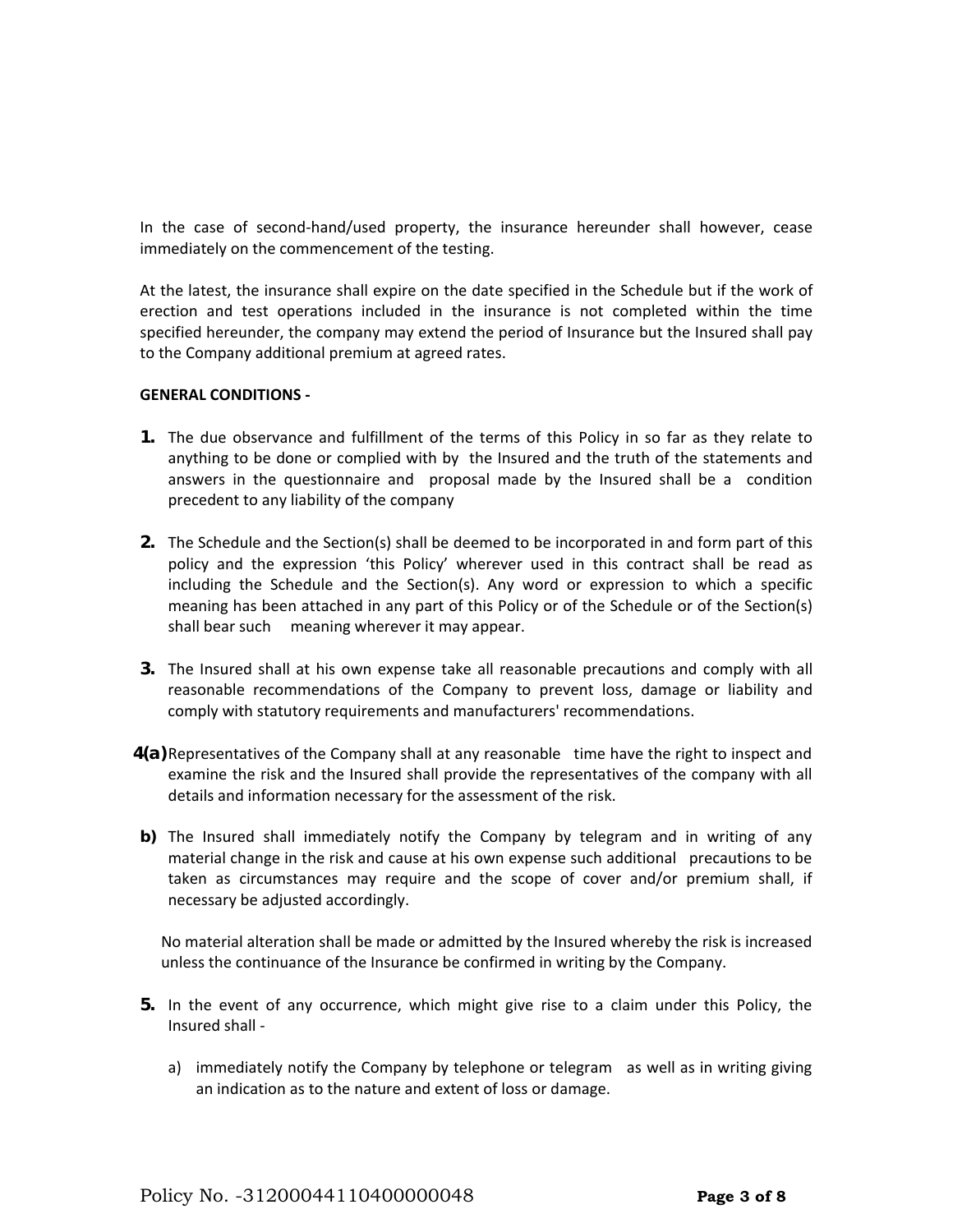In the case of second-hand/used property, the insurance hereunder shall however, cease immediately on the commencement of the testing.

At the latest, the insurance shall expire on the date specified in the Schedule but if the work of erection and test operations included in the insurance is not completed within the time specified hereunder, the company may extend the period of Insurance but the Insured shall pay to the Company additional premium at agreed rates.

**GENERAL CONDITIONS -**

**1.** The due observance and fulfillment of the terms of this Policy in so far as they relate to anything to be done or complied with by the Insured and the truth of the statements and answers in the questionnaire and proposal made by the Insured shall be a condition precedent to any liability of the company

**2.** The Schedule and the Section(s) shall be deemed to be incorporated in and form part of this policy and the expression 'this Policy' wherever used in this contract shall be read as including the Schedule and the Section(s). Any word or expression to which a specific meaning has been attached in any part of this Policy or of the Schedule or of the Section(s) shall bear such meaning wherever it may appear.

**3.** The Insured shall at his own expense take all reasonable precautions and comply with all reasonable recommendations of the Company to prevent loss, damage or liability and comply with statutory requirements and manufacturers' recommendations.

**4(a)** Representatives of the Company shall at any reasonable time have the right to inspect and examine the risk and the Insured shall provide the representatives of the company with all details and information necessary for the assessment of the risk.

**b)** The Insured shall immediately notify the Company by telegram and in writing of any material change in the risk and cause at his own expense such additional precautions to be taken as circumstances may require and the scope of cover and/or premium shall, if necessary be adjusted accordingly.

No material alteration shall be made or admitted by the Insured whereby the risk is increased unless the continuance of the Insurance be confirmed in writing by the Company.

**5.** In the event of any occurrence, which might give rise to a claim under this Policy, the Insured shall -

a) immediately notify the Company by telephone or telegram as well as in writing giving an indication as to the nature and extent of loss or damage.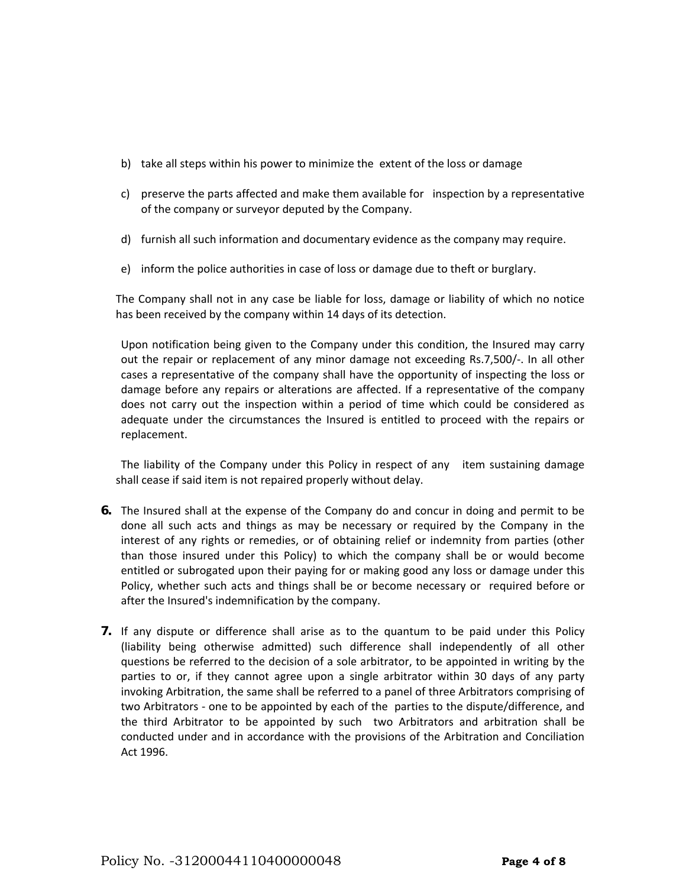b) take all steps within his power to minimize the extent of the loss or damage

c) preserve the parts affected and make them available for inspection by a representative of the company or surveyor deputed by the Company.

d) furnish all such information and documentary evidence as the company may require.

e) inform the police authorities in case of loss or damage due to theft or burglary.

The Company shall not in any case be liable for loss, damage or liability of which no notice has been received by the company within 14 days of its detection.

Upon notification being given to the Company under this condition, the Insured may carry out the repair or replacement of any minor damage not exceeding Rs.7,500/-. In all other cases a representative of the company shall have the opportunity of inspecting the loss or damage before any repairs or alterations are affected. If a representative of the company does not carry out the inspection within a period of time which could be considered as adequate under the circumstances the Insured is entitled to proceed with the repairs or replacement.

The liability of the Company under this Policy in respect of any item sustaining damage shall cease if said item is not repaired properly without delay.

**6.** The Insured shall at the expense of the Company do and concur in doing and permit to be done all such acts and things as may be necessary or required by the Company in the interest of any rights or remedies, or of obtaining relief or indemnity from parties (other than those insured under this Policy) to which the company shall be or would become entitled or subrogated upon their paying for or making good any loss or damage under this Policy, whether such acts and things shall be or become necessary or required before or after the Insured's indemnification by the company.

**7.** If any dispute or difference shall arise as to the quantum to be paid under this Policy (liability being otherwise admitted) such difference shall independently of all other questions be referred to the decision of a sole arbitrator, to be appointed in writing by the parties to or, if they cannot agree upon a single arbitrator within 30 days of any party invoking Arbitration, the same shall be referred to a panel of three Arbitrators comprising of two Arbitrators - one to be appointed by each of the parties to the dispute/difference, and the third Arbitrator to be appointed by such two Arbitrators and arbitration shall be conducted under and in accordance with the provisions of the Arbitration and Conciliation Act 1996.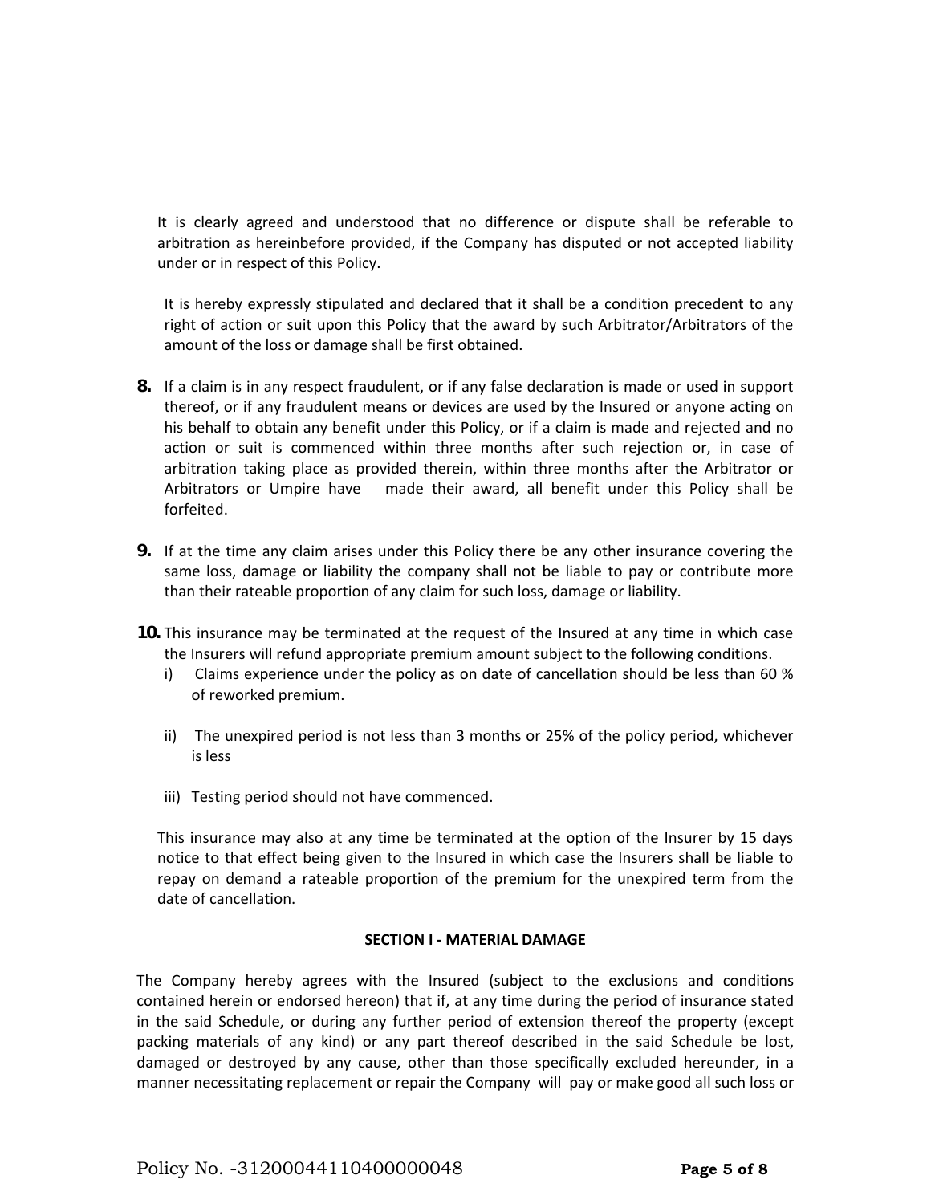It is clearly agreed and understood that no difference or dispute shall be referable to arbitration as hereinbefore provided, if the Company has disputed or not accepted liability under or in respect of this Policy.

It is hereby expressly stipulated and declared that it shall be a condition precedent to any right of action or suit upon this Policy that the award by such Arbitrator/Arbitrators of the amount of the loss or damage shall be first obtained.

**8.** If a claim is in any respect fraudulent, or if any false declaration is made or used in support thereof, or if any fraudulent means or devices are used by the Insured or anyone acting on his behalf to obtain any benefit under this Policy, or if a claim is made and rejected and no action or suit is commenced within three months after such rejection or, in case of arbitration taking place as provided therein, within three months after the Arbitrator or Arbitrators or Umpire have made their award, all benefit under this Policy shall be forfeited.

**9.** If at the time any claim arises under this Policy there be any other insurance covering the same loss, damage or liability the company shall not be liable to pay or contribute more than their rateable proportion of any claim for such loss, damage or liability.

**10.** This insurance may be terminated at the request of the Insured at any time in which case the Insurers will refund appropriate premium amount subject to the following conditions.

i) Claims experience under the policy as on date of cancellation should be less than 60 % of reworked premium.

ii) The unexpired period is not less than 3 months or 25% of the policy period, whichever is less

iii) Testing period should not have commenced.

This insurance may also at any time be terminated at the option of the Insurer by 15 days notice to that effect being given to the Insured in which case the Insurers shall be liable to repay on demand a rateable proportion of the premium for the unexpired term from the date of cancellation.

## SECTION I - MATERIAL DAMAGE

The Company hereby agrees with the Insured (subject to the exclusions and conditions contained herein or endorsed hereon) that if, at any time during the period of insurance stated in the said Schedule, or during any further period of extension thereof the property (except packing materials of any kind) or any part thereof described in the said Schedule be lost, damaged or destroyed by any cause, other than those specifically excluded hereunder, in a manner necessitating replacement or repair the Company will pay or make good all such loss or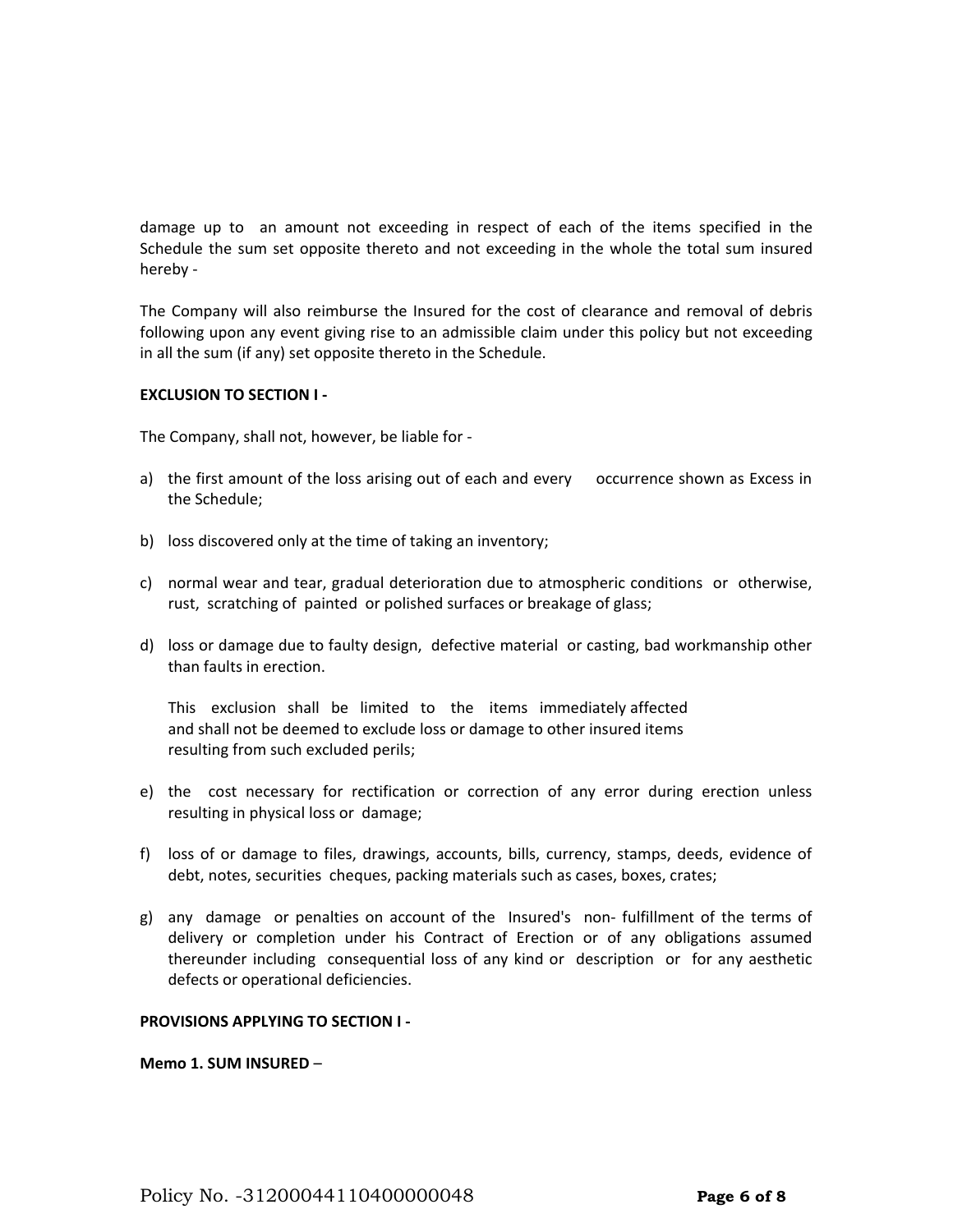damage up to an amount not exceeding in respect of each of the items specified in the Schedule the sum set opposite thereto and not exceeding in the whole the total sum insured hereby -

The Company will also reimburse the Insured for the cost of clearance and removal of debris following upon any event giving rise to an admissible claim under this policy but not exceeding in all the sum (if any) set opposite thereto in the Schedule.

**EXCLUSION TO SECTION I -**

The Company, shall not, however, be liable for -

a) the first amount of the loss arising out of each and every occurrence shown as Excess in the Schedule;

b) loss discovered only at the time of taking an inventory;

c) normal wear and tear, gradual deterioration due to atmospheric conditions or otherwise, rust, scratching of painted or polished surfaces or breakage of glass;

d) loss or damage due to faulty design, defective material or casting, bad workmanship other than faults in erection.

   This exclusion shall be limited to the items immediately affected and shall not be deemed to exclude loss or damage to other insured items resulting from such excluded perils;

e) the cost necessary for rectification or correction of any error during erection unless resulting in physical loss or damage;

f) loss of or damage to files, drawings, accounts, bills, currency, stamps, deeds, evidence of debt, notes, securities cheques, packing materials such as cases, boxes, crates;

g) any damage or penalties on account of the Insured's non- fulfillment of the terms of delivery or completion under his Contract of Erection or of any obligations assumed thereunder including consequential loss of any kind or description or for any aesthetic defects or operational deficiencies.

**PROVISIONS APPLYING TO SECTION I -**

**Memo 1. SUM INSURED** –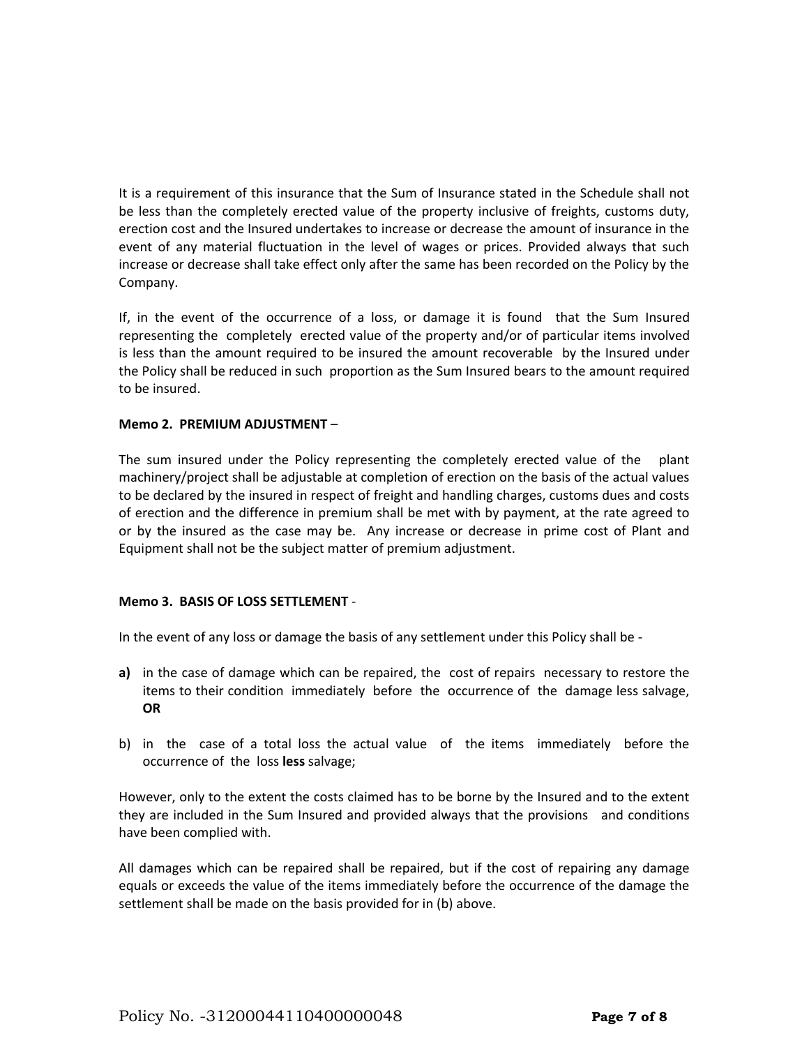It is a requirement of this insurance that the Sum of Insurance stated in the Schedule shall not be less than the completely erected value of the property inclusive of freights, customs duty, erection cost and the Insured undertakes to increase or decrease the amount of insurance in the event of any material fluctuation in the level of wages or prices. Provided always that such increase or decrease shall take effect only after the same has been recorded on the Policy by the Company.

If, in the event of the occurrence of a loss, or damage it is found that the Sum Insured representing the completely erected value of the property and/or of particular items involved is less than the amount required to be insured the amount recoverable by the Insured under the Policy shall be reduced in such proportion as the Sum Insured bears to the amount required to be insured.

**Memo 2. PREMIUM ADJUSTMENT** –

The sum insured under the Policy representing the completely erected value of the plant machinery/project shall be adjustable at completion of erection on the basis of the actual values to be declared by the insured in respect of freight and handling charges, customs dues and costs of erection and the difference in premium shall be met with by payment, at the rate agreed to or by the insured as the case may be. Any increase or decrease in prime cost of Plant and Equipment shall not be the subject matter of premium adjustment.

**Memo 3. BASIS OF LOSS SETTLEMENT** -

In the event of any loss or damage the basis of any settlement under this Policy shall be -

**a)** in the case of damage which can be repaired, the cost of repairs necessary to restore the items to their condition immediately before the occurrence of the damage less salvage, **OR**

b) in the case of a total loss the actual value of the items immediately before the occurrence of the loss **less** salvage;

However, only to the extent the costs claimed has to be borne by the Insured and to the extent they are included in the Sum Insured and provided always that the provisions and conditions have been complied with.

All damages which can be repaired shall be repaired, but if the cost of repairing any damage equals or exceeds the value of the items immediately before the occurrence of the damage the settlement shall be made on the basis provided for in (b) above.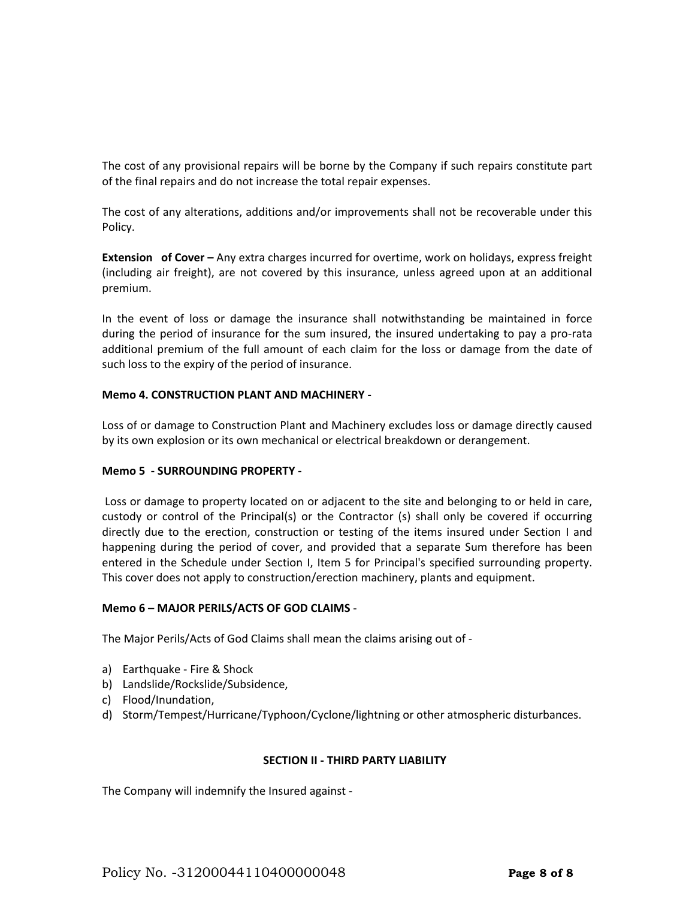The cost of any provisional repairs will be borne by the Company if such repairs constitute part of the final repairs and do not increase the total repair expenses.

The cost of any alterations, additions and/or improvements shall not be recoverable under this Policy.

**Extension of Cover –** Any extra charges incurred for overtime, work on holidays, express freight (including air freight), are not covered by this insurance, unless agreed upon at an additional premium.

In the event of loss or damage the insurance shall notwithstanding be maintained in force during the period of insurance for the sum insured, the insured undertaking to pay a pro-rata additional premium of the full amount of each claim for the loss or damage from the date of such loss to the expiry of the period of insurance.

**Memo 4. CONSTRUCTION PLANT AND MACHINERY -**

Loss of or damage to Construction Plant and Machinery excludes loss or damage directly caused by its own explosion or its own mechanical or electrical breakdown or derangement.

**Memo 5 - SURROUNDING PROPERTY -**

Loss or damage to property located on or adjacent to the site and belonging to or held in care, custody or control of the Principal(s) or the Contractor (s) shall only be covered if occurring directly due to the erection, construction or testing of the items insured under Section I and happening during the period of cover, and provided that a separate Sum therefore has been entered in the Schedule under Section I, Item 5 for Principal's specified surrounding property. This cover does not apply to construction/erection machinery, plants and equipment.

**Memo 6 – MAJOR PERILS/ACTS OF GOD CLAIMS** -

The Major Perils/Acts of God Claims shall mean the claims arising out of -

a) Earthquake - Fire & Shock
b) Landslide/Rockslide/Subsidence,
c) Flood/Inundation,
d) Storm/Tempest/Hurricane/Typhoon/Cyclone/lightning or other atmospheric disturbances.

**SECTION II - THIRD PARTY LIABILITY**

The Company will indemnify the Insured against -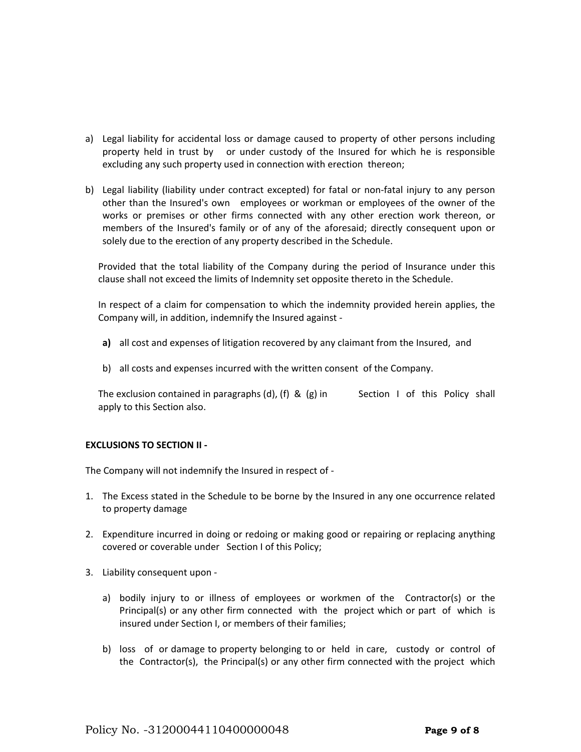a) Legal liability for accidental loss or damage caused to property of other persons including property held in trust by or under custody of the Insured for which he is responsible excluding any such property used in connection with erection thereon;

b) Legal liability (liability under contract excepted) for fatal or non-fatal injury to any person other than the Insured's own employees or workman or employees of the owner of the works or premises or other firms connected with any other erection work thereon, or members of the Insured's family or of any of the aforesaid; directly consequent upon or solely due to the erection of any property described in the Schedule.

Provided that the total liability of the Company during the period of Insurance under this clause shall not exceed the limits of Indemnity set opposite thereto in the Schedule.

In respect of a claim for compensation to which the indemnity provided herein applies, the Company will, in addition, indemnify the Insured against -

**a)** all cost and expenses of litigation recovered by any claimant from the Insured, and

b) all costs and expenses incurred with the written consent of the Company.

The exclusion contained in paragraphs (d), (f) & (g) in Section I of this Policy shall apply to this Section also.

**EXCLUSIONS TO SECTION II -**

The Company will not indemnify the Insured in respect of -

1. The Excess stated in the Schedule to be borne by the Insured in any one occurrence related to property damage

2. Expenditure incurred in doing or redoing or making good or repairing or replacing anything covered or coverable under Section I of this Policy;

3. Liability consequent upon -

   a) bodily injury to or illness of employees or workmen of the Contractor(s) or the Principal(s) or any other firm connected with the project which or part of which is insured under Section I, or members of their families;

   b) loss of or damage to property belonging to or held in care, custody or control of the Contractor(s), the Principal(s) or any other firm connected with the project which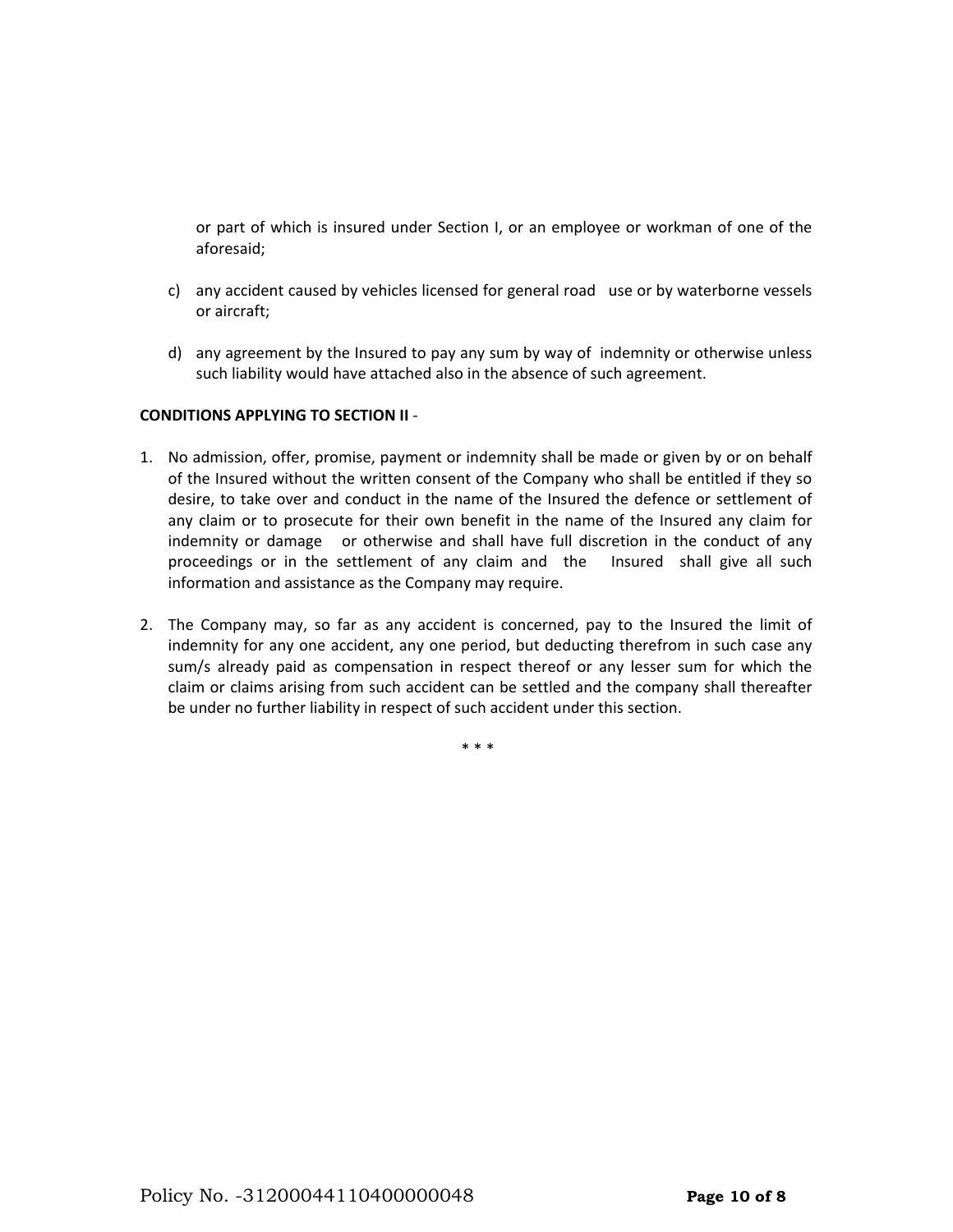or part of which is insured under Section I, or an employee or workman of one of the aforesaid;

c) any accident caused by vehicles licensed for general road use or by waterborne vessels or aircraft;

d) any agreement by the Insured to pay any sum by way of indemnity or otherwise unless such liability would have attached also in the absence of such agreement.

**CONDITIONS APPLYING TO SECTION II** -

1. No admission, offer, promise, payment or indemnity shall be made or given by or on behalf of the Insured without the written consent of the Company who shall be entitled if they so desire, to take over and conduct in the name of the Insured the defence or settlement of any claim or to prosecute for their own benefit in the name of the Insured any claim for indemnity or damage or otherwise and shall have full discretion in the conduct of any proceedings or in the settlement of any claim and the Insured shall give all such information and assistance as the Company may require.

2. The Company may, so far as any accident is concerned, pay to the Insured the limit of indemnity for any one accident, any one period, but deducting therefrom in such case any sum/s already paid as compensation in respect thereof or any lesser sum for which the claim or claims arising from such accident can be settled and the company shall thereafter be under no further liability in respect of such accident under this section.

\* \* \*